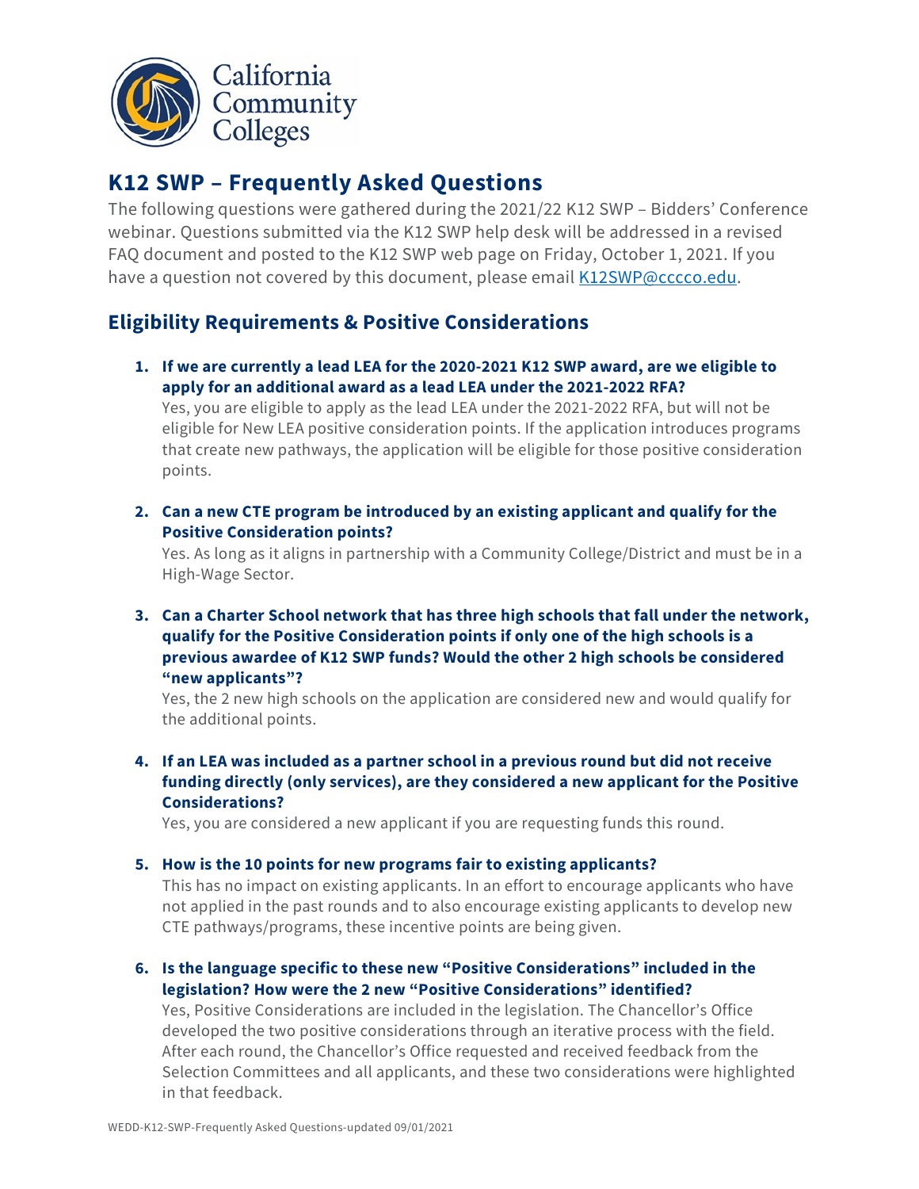California Community Colleges

# K12 SWP – Frequently Asked Questions

The following questions were gathered during the 2021/22 K12 SWP – Bidders' Conference webinar. Questions submitted via the K12 SWP help desk will be addressed in a revised FAQ document and posted to the K12 SWP web page on Friday, October 1, 2021. If you have a question not covered by this document, please email K12SWP@cccco.edu.

## Eligibility Requirements & Positive Considerations

1. **If we are currently a lead LEA for the 2020-2021 K12 SWP award, are we eligible to apply for an additional award as a lead LEA under the 2021-2022 RFA?**
   Yes, you are eligible to apply as the lead LEA under the 2021-2022 RFA, but will not be eligible for New LEA positive consideration points. If the application introduces programs that create new pathways, the application will be eligible for those positive consideration points.

2. **Can a new CTE program be introduced by an existing applicant and qualify for the Positive Consideration points?**
   Yes. As long as it aligns in partnership with a Community College/District and must be in a High-Wage Sector.

3. **Can a Charter School network that has three high schools that fall under the network, qualify for the Positive Consideration points if only one of the high schools is a previous awardee of K12 SWP funds? Would the other 2 high schools be considered "new applicants"?**
   Yes, the 2 new high schools on the application are considered new and would qualify for the additional points.

4. **If an LEA was included as a partner school in a previous round but did not receive funding directly (only services), are they considered a new applicant for the Positive Considerations?**
   Yes, you are considered a new applicant if you are requesting funds this round.

5. **How is the 10 points for new programs fair to existing applicants?**
   This has no impact on existing applicants. In an effort to encourage applicants who have not applied in the past rounds and to also encourage existing applicants to develop new CTE pathways/programs, these incentive points are being given.

6. **Is the language specific to these new "Positive Considerations" included in the legislation? How were the 2 new "Positive Considerations" identified?**
   Yes, Positive Considerations are included in the legislation. The Chancellor's Office developed the two positive considerations through an iterative process with the field. After each round, the Chancellor's Office requested and received feedback from the Selection Committees and all applicants, and these two considerations were highlighted in that feedback.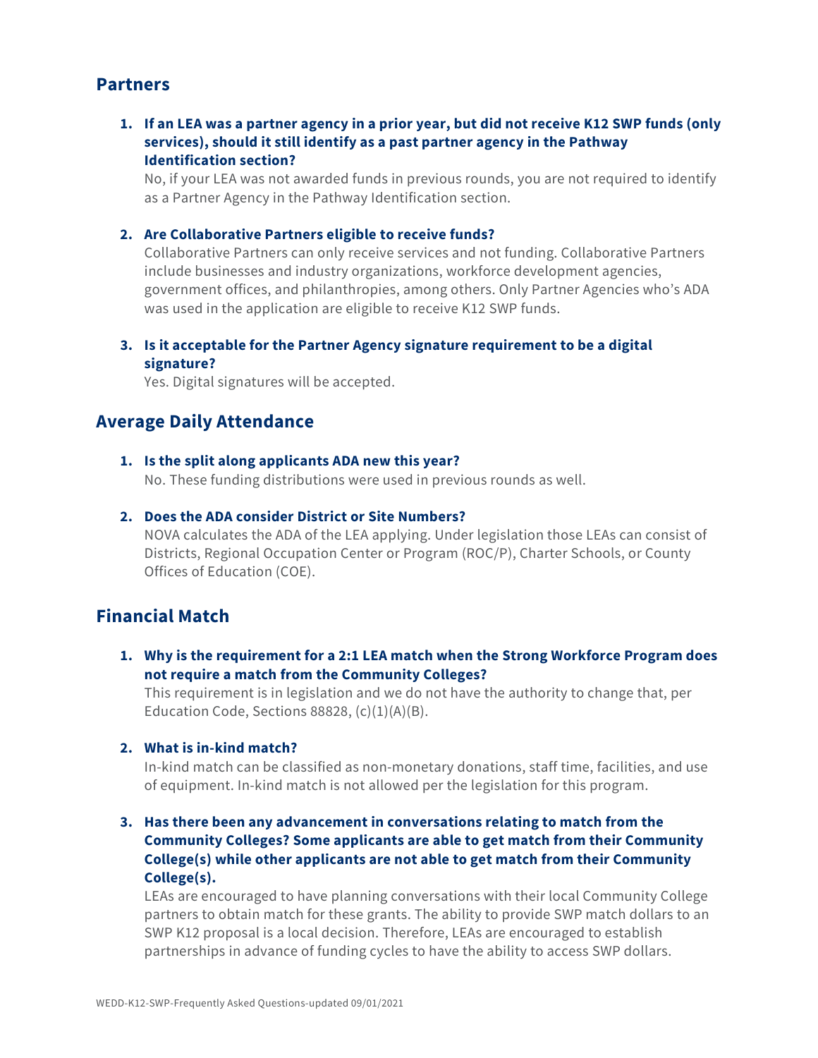## Partners

1. **If an LEA was a partner agency in a prior year, but did not receive K12 SWP funds (only services), should it still identify as a past partner agency in the Pathway Identification section?**
   No, if your LEA was not awarded funds in previous rounds, you are not required to identify as a Partner Agency in the Pathway Identification section.

2. **Are Collaborative Partners eligible to receive funds?**
   Collaborative Partners can only receive services and not funding. Collaborative Partners include businesses and industry organizations, workforce development agencies, government offices, and philanthropies, among others. Only Partner Agencies who's ADA was used in the application are eligible to receive K12 SWP funds.

3. **Is it acceptable for the Partner Agency signature requirement to be a digital signature?**
   Yes. Digital signatures will be accepted.

## Average Daily Attendance

1. **Is the split along applicants ADA new this year?**
   No. These funding distributions were used in previous rounds as well.

2. **Does the ADA consider District or Site Numbers?**
   NOVA calculates the ADA of the LEA applying. Under legislation those LEAs can consist of Districts, Regional Occupation Center or Program (ROC/P), Charter Schools, or County Offices of Education (COE).

## Financial Match

1. **Why is the requirement for a 2:1 LEA match when the Strong Workforce Program does not require a match from the Community Colleges?**
   This requirement is in legislation and we do not have the authority to change that, per Education Code, Sections 88828, (c)(1)(A)(B).

2. **What is in-kind match?**
   In-kind match can be classified as non-monetary donations, staff time, facilities, and use of equipment. In-kind match is not allowed per the legislation for this program.

3. **Has there been any advancement in conversations relating to match from the Community Colleges? Some applicants are able to get match from their Community College(s) while other applicants are not able to get match from their Community College(s).**
   LEAs are encouraged to have planning conversations with their local Community College partners to obtain match for these grants. The ability to provide SWP match dollars to an SWP K12 proposal is a local decision. Therefore, LEAs are encouraged to establish partnerships in advance of funding cycles to have the ability to access SWP dollars.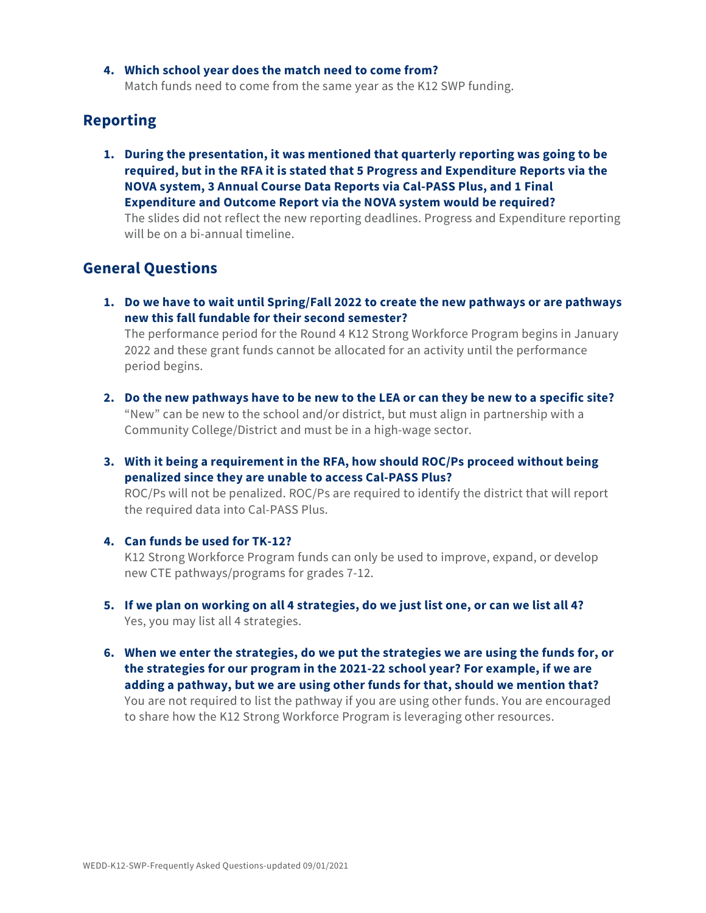4. **Which school year does the match need to come from?**
   Match funds need to come from the same year as the K12 SWP funding.

## Reporting

1. **During the presentation, it was mentioned that quarterly reporting was going to be required, but in the RFA it is stated that 5 Progress and Expenditure Reports via the NOVA system, 3 Annual Course Data Reports via Cal-PASS Plus, and 1 Final Expenditure and Outcome Report via the NOVA system would be required?**
   The slides did not reflect the new reporting deadlines. Progress and Expenditure reporting will be on a bi-annual timeline.

## General Questions

1. **Do we have to wait until Spring/Fall 2022 to create the new pathways or are pathways new this fall fundable for their second semester?**
   The performance period for the Round 4 K12 Strong Workforce Program begins in January 2022 and these grant funds cannot be allocated for an activity until the performance period begins.

2. **Do the new pathways have to be new to the LEA or can they be new to a specific site?**
   "New" can be new to the school and/or district, but must align in partnership with a Community College/District and must be in a high-wage sector.

3. **With it being a requirement in the RFA, how should ROC/Ps proceed without being penalized since they are unable to access Cal-PASS Plus?**
   ROC/Ps will not be penalized. ROC/Ps are required to identify the district that will report the required data into Cal-PASS Plus.

4. **Can funds be used for TK-12?**
   K12 Strong Workforce Program funds can only be used to improve, expand, or develop new CTE pathways/programs for grades 7-12.

5. **If we plan on working on all 4 strategies, do we just list one, or can we list all 4?**
   Yes, you may list all 4 strategies.

6. **When we enter the strategies, do we put the strategies we are using the funds for, or the strategies for our program in the 2021-22 school year? For example, if we are adding a pathway, but we are using other funds for that, should we mention that?**
   You are not required to list the pathway if you are using other funds. You are encouraged to share how the K12 Strong Workforce Program is leveraging other resources.